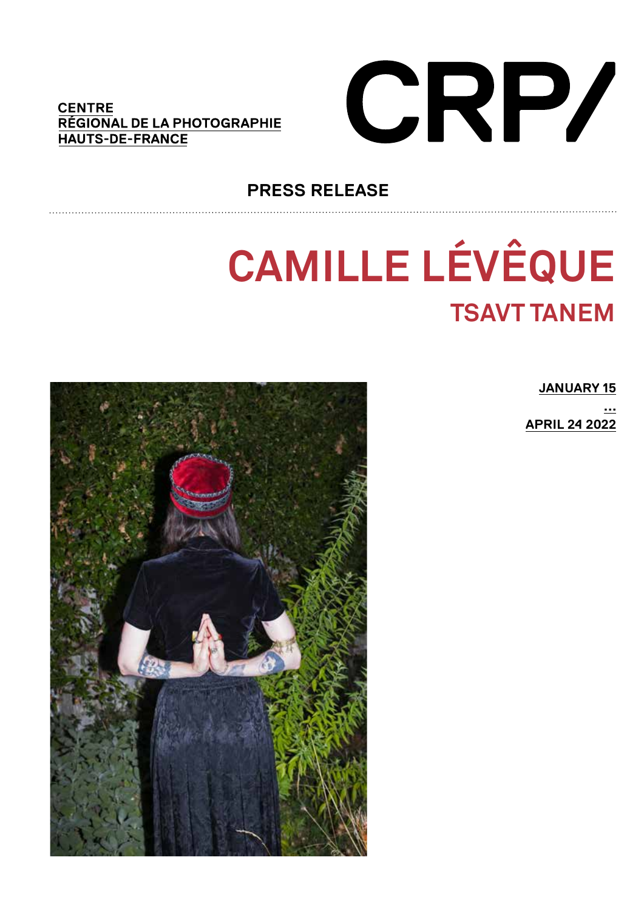CENTRE
RÉGIONAL DE LA PHOTOGRAPHIE
HAUTS-DE-FRANCE

CRP/

**PRESS RELEASE**

# CAMILLE LÉVÊQUE

## TSAVT TANEM

**JANUARY 15**
**...**
**APRIL 24 2022**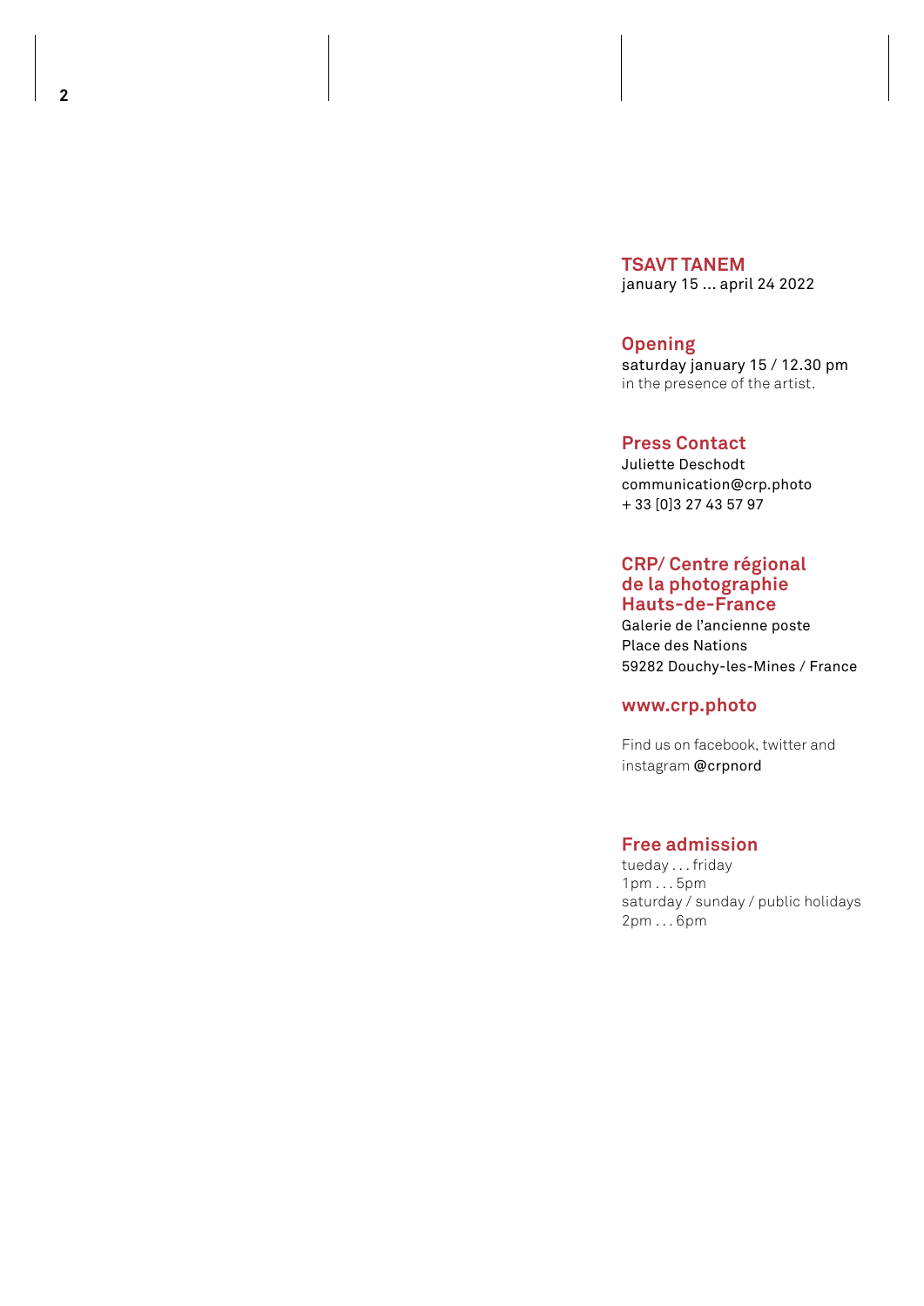## TSAVT TANEM

january 15 ... april 24 2022

## Opening

saturday january 15 / 12.30 pm
in the presence of the artist.

## Press Contact

Juliette Deschodt
communication@crp.photo
+ 33 [0]3 27 43 57 97

## CRP/ Centre régional de la photographie Hauts-de-France

Galerie de l'ancienne poste
Place des Nations
59282 Douchy-les-Mines / France

## www.crp.photo

Find us on facebook, twitter and instagram @crpnord

## Free admission

tueday . . . friday
1pm . . . 5pm
saturday / sunday / public holidays
2pm . . . 6pm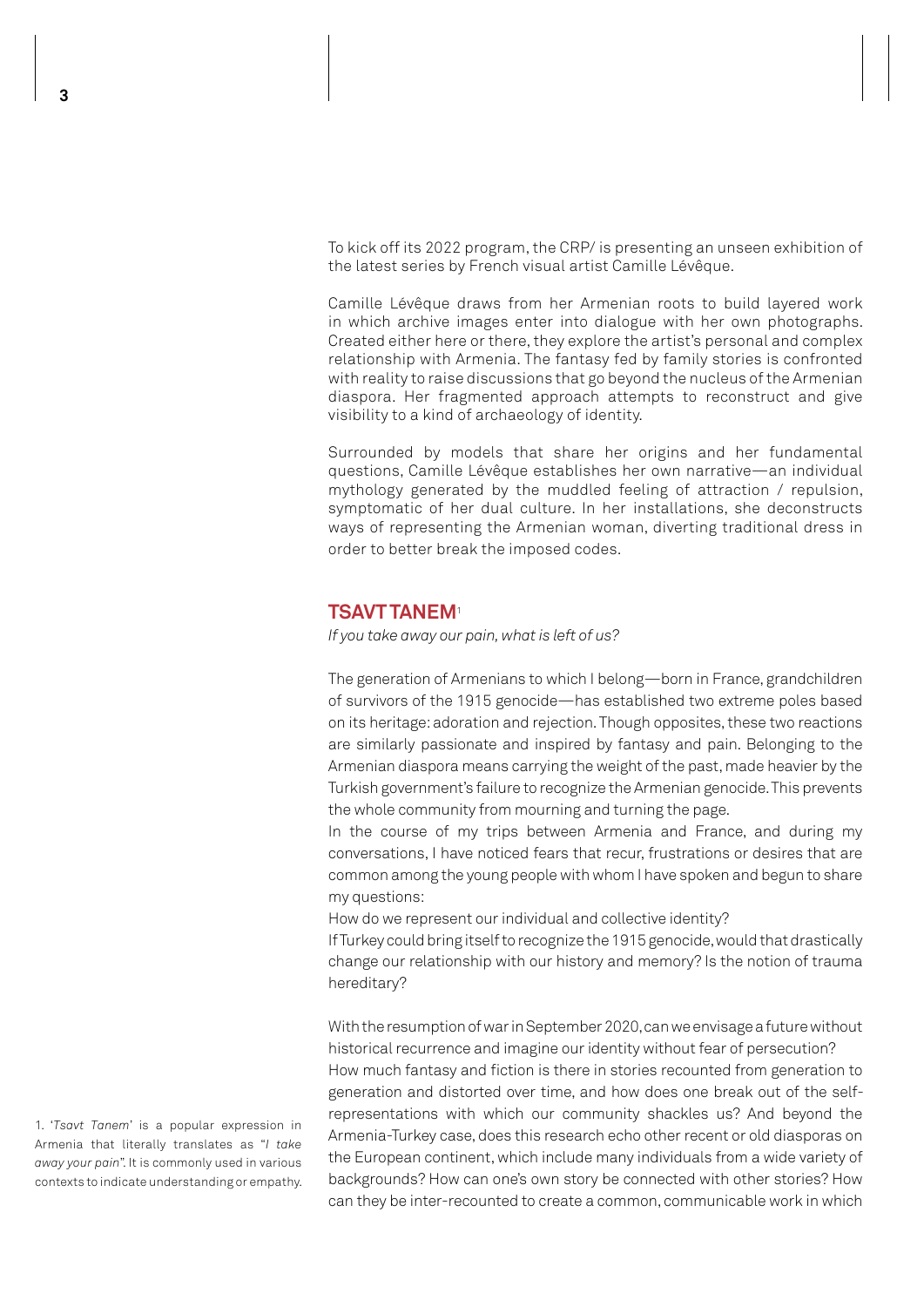To kick off its 2022 program, the CRP/ is presenting an unseen exhibition of the latest series by French visual artist Camille Lévêque.

Camille Lévêque draws from her Armenian roots to build layered work in which archive images enter into dialogue with her own photographs. Created either here or there, they explore the artist's personal and complex relationship with Armenia. The fantasy fed by family stories is confronted with reality to raise discussions that go beyond the nucleus of the Armenian diaspora. Her fragmented approach attempts to reconstruct and give visibility to a kind of archaeology of identity.

Surrounded by models that share her origins and her fundamental questions, Camille Lévêque establishes her own narrative—an individual mythology generated by the muddled feeling of attraction / repulsion, symptomatic of her dual culture. In her installations, she deconstructs ways of representing the Armenian woman, diverting traditional dress in order to better break the imposed codes.

## TSAVT TANEM[1]

*If you take away our pain, what is left of us?*

The generation of Armenians to which I belong—born in France, grandchildren of survivors of the 1915 genocide—has established two extreme poles based on its heritage: adoration and rejection. Though opposites, these two reactions are similarly passionate and inspired by fantasy and pain. Belonging to the Armenian diaspora means carrying the weight of the past, made heavier by the Turkish government's failure to recognize the Armenian genocide. This prevents the whole community from mourning and turning the page.

In the course of my trips between Armenia and France, and during my conversations, I have noticed fears that recur, frustrations or desires that are common among the young people with whom I have spoken and begun to share my questions:

How do we represent our individual and collective identity?

If Turkey could bring itself to recognize the 1915 genocide, would that drastically change our relationship with our history and memory? Is the notion of trauma hereditary?

With the resumption of war in September 2020, can we envisage a future without historical recurrence and imagine our identity without fear of persecution?

How much fantasy and fiction is there in stories recounted from generation to generation and distorted over time, and how does one break out of the self-representations with which our community shackles us? And beyond the Armenia-Turkey case, does this research echo other recent or old diasporas on the European continent, which include many individuals from a wide variety of backgrounds? How can one's own story be connected with other stories? How can they be inter-recounted to create a common, communicable work in which

1. '*Tsavt Tanem*' is a popular expression in Armenia that literally translates as "*I take away your pain*". It is commonly used in various contexts to indicate understanding or empathy.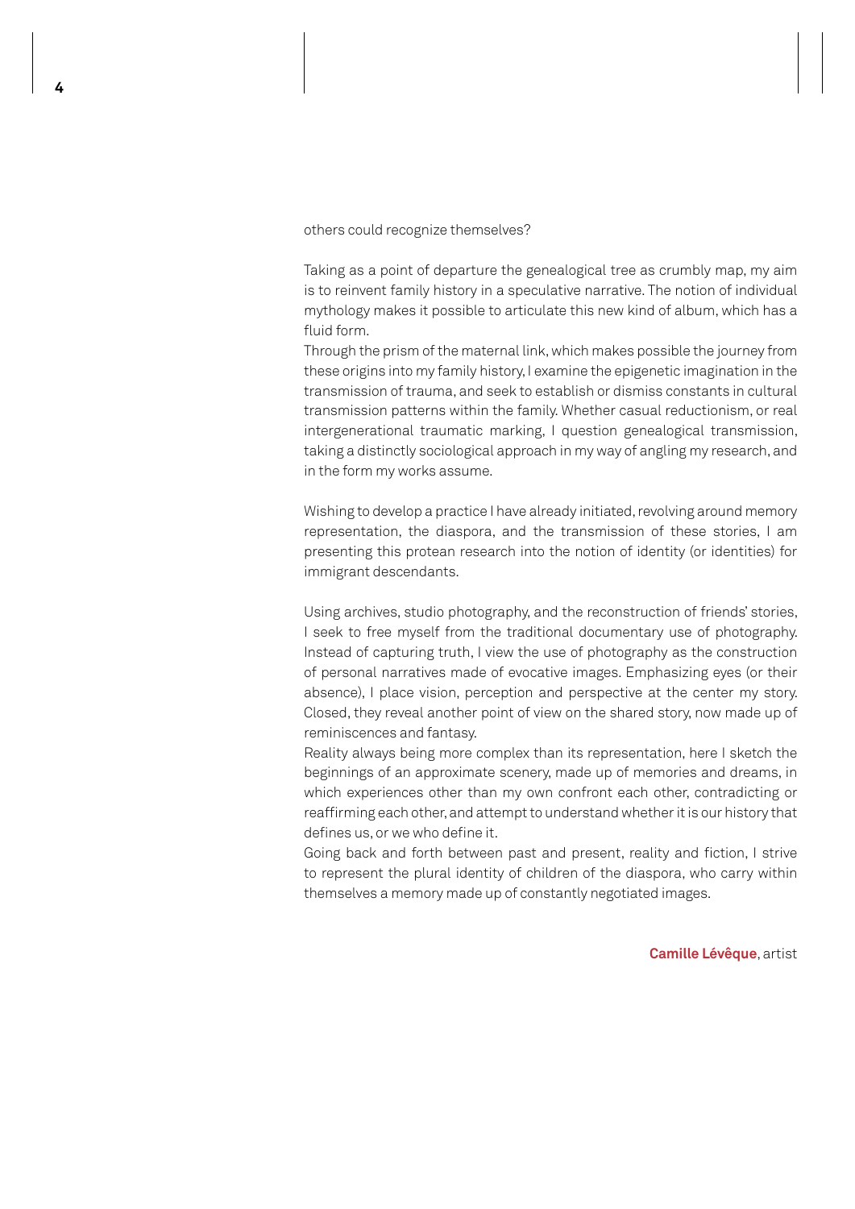others could recognize themselves?

Taking as a point of departure the genealogical tree as crumbly map, my aim is to reinvent family history in a speculative narrative. The notion of individual mythology makes it possible to articulate this new kind of album, which has a fluid form.

Through the prism of the maternal link, which makes possible the journey from these origins into my family history, I examine the epigenetic imagination in the transmission of trauma, and seek to establish or dismiss constants in cultural transmission patterns within the family. Whether casual reductionism, or real intergenerational traumatic marking, I question genealogical transmission, taking a distinctly sociological approach in my way of angling my research, and in the form my works assume.

Wishing to develop a practice I have already initiated, revolving around memory representation, the diaspora, and the transmission of these stories, I am presenting this protean research into the notion of identity (or identities) for immigrant descendants.

Using archives, studio photography, and the reconstruction of friends' stories, I seek to free myself from the traditional documentary use of photography. Instead of capturing truth, I view the use of photography as the construction of personal narratives made of evocative images. Emphasizing eyes (or their absence), I place vision, perception and perspective at the center my story. Closed, they reveal another point of view on the shared story, now made up of reminiscences and fantasy.

Reality always being more complex than its representation, here I sketch the beginnings of an approximate scenery, made up of memories and dreams, in which experiences other than my own confront each other, contradicting or reaffirming each other, and attempt to understand whether it is our history that defines us, or we who define it.

Going back and forth between past and present, reality and fiction, I strive to represent the plural identity of children of the diaspora, who carry within themselves a memory made up of constantly negotiated images.

**Camille Lévêque**, artist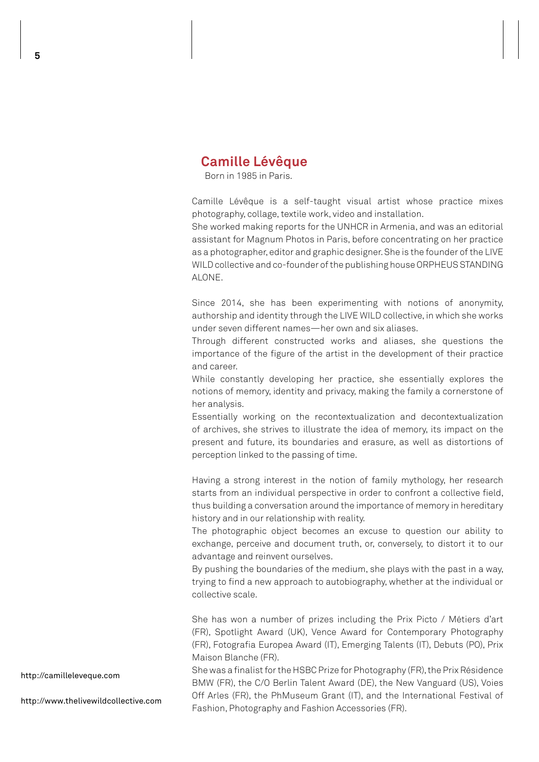## Camille Lévêque

Born in 1985 in Paris.

Camille Lévêque is a self-taught visual artist whose practice mixes photography, collage, textile work, video and installation.
She worked making reports for the UNHCR in Armenia, and was an editorial assistant for Magnum Photos in Paris, before concentrating on her practice as a photographer, editor and graphic designer. She is the founder of the LIVE WILD collective and co-founder of the publishing house ORPHEUS STANDING ALONE.

Since 2014, she has been experimenting with notions of anonymity, authorship and identity through the LIVE WILD collective, in which she works under seven different names—her own and six aliases.
Through different constructed works and aliases, she questions the importance of the figure of the artist in the development of their practice and career.
While constantly developing her practice, she essentially explores the notions of memory, identity and privacy, making the family a cornerstone of her analysis.
Essentially working on the recontextualization and decontextualization of archives, she strives to illustrate the idea of memory, its impact on the present and future, its boundaries and erasure, as well as distortions of perception linked to the passing of time.

Having a strong interest in the notion of family mythology, her research starts from an individual perspective in order to confront a collective field, thus building a conversation around the importance of memory in hereditary history and in our relationship with reality.
The photographic object becomes an excuse to question our ability to exchange, perceive and document truth, or, conversely, to distort it to our advantage and reinvent ourselves.
By pushing the boundaries of the medium, she plays with the past in a way, trying to find a new approach to autobiography, whether at the individual or collective scale.

She has won a number of prizes including the Prix Picto / Métiers d'art (FR), Spotlight Award (UK), Vence Award for Contemporary Photography (FR), Fotografia Europea Award (IT), Emerging Talents (IT), Debuts (PO), Prix Maison Blanche (FR).
She was a finalist for the HSBC Prize for Photography (FR), the Prix Résidence BMW (FR), the C/O Berlin Talent Award (DE), the New Vanguard (US), Voies Off Arles (FR), the PhMuseum Grant (IT), and the International Festival of Fashion, Photography and Fashion Accessories (FR).

http://camilleleveque.com

http://www.thelivewildcollective.com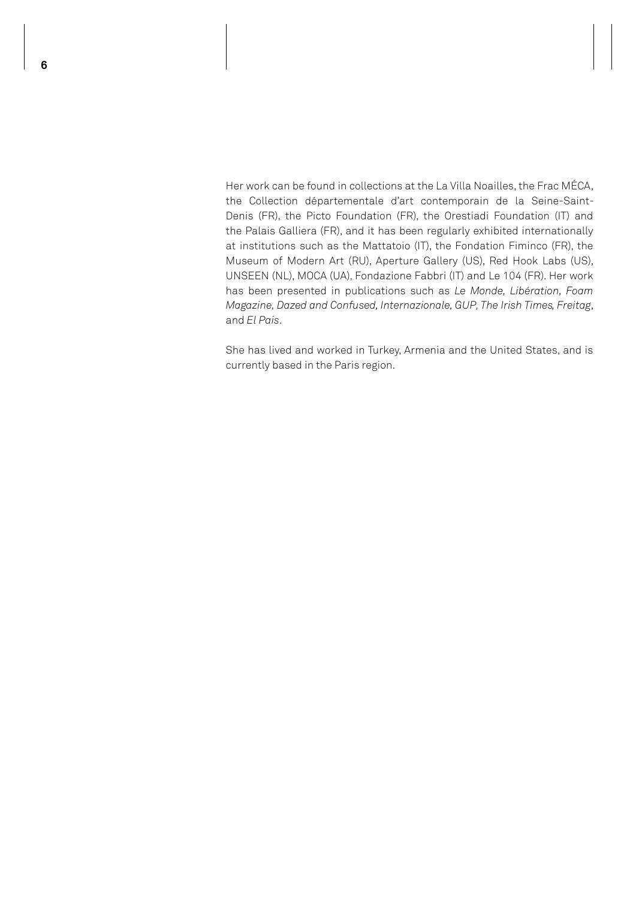Her work can be found in collections at the La Villa Noailles, the Frac MÉCA, the Collection départementale d'art contemporain de la Seine-Saint-Denis (FR), the Picto Foundation (FR), the Orestiadi Foundation (IT) and the Palais Galliera (FR), and it has been regularly exhibited internationally at institutions such as the Mattatoio (IT), the Fondation Fiminco (FR), the Museum of Modern Art (RU), Aperture Gallery (US), Red Hook Labs (US), UNSEEN (NL), MOCA (UA), Fondazione Fabbri (IT) and Le 104 (FR). Her work has been presented in publications such as *Le Monde, Libération, Foam Magazine, Dazed and Confused, Internazionale, GUP, The Irish Times, Freitag*, and *El País*.

She has lived and worked in Turkey, Armenia and the United States, and is currently based in the Paris region.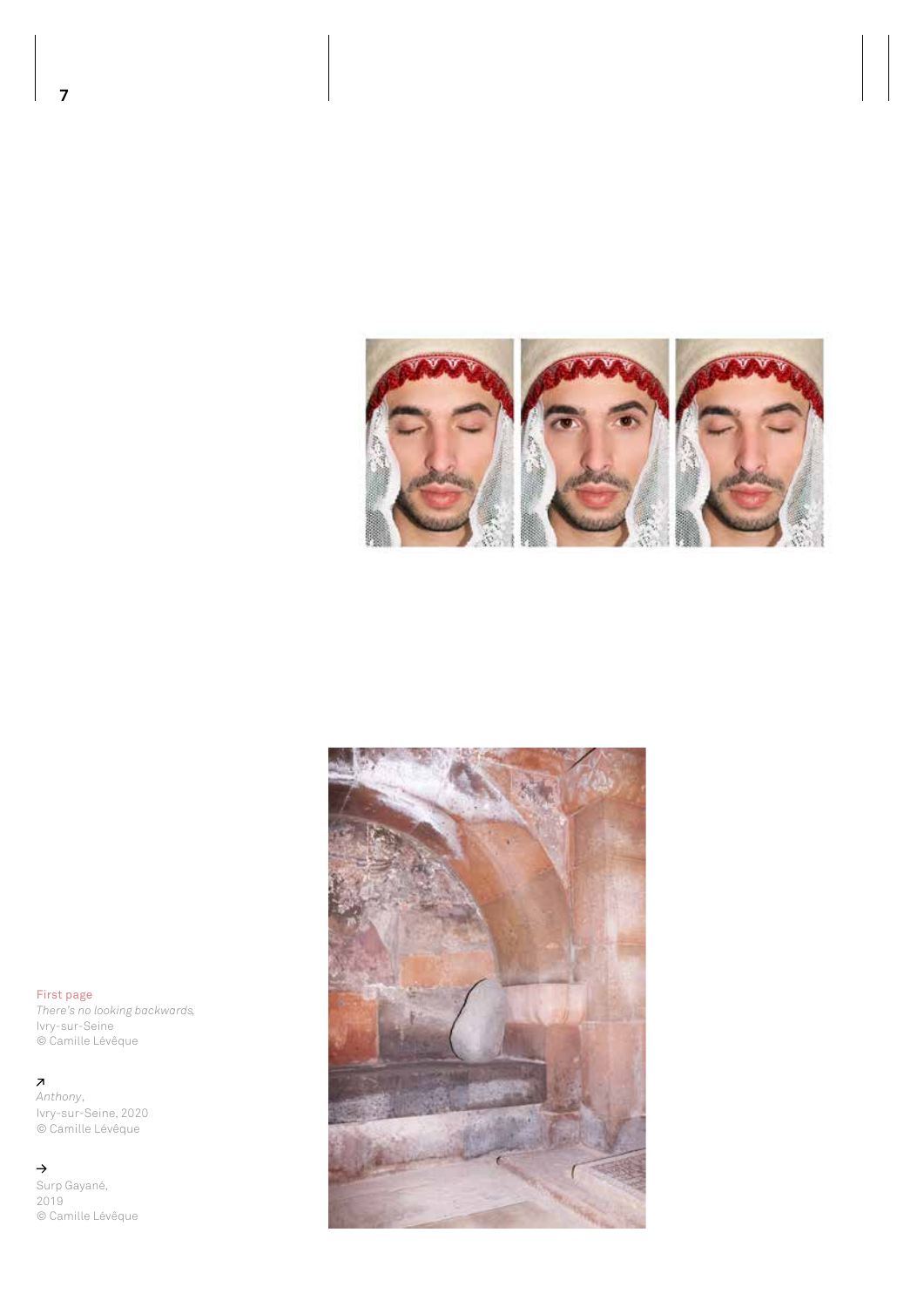First page
*There's no looking backwards*,
Ivry-sur-Seine
© Camille Lévêque

↗
*Anthony*,
Ivry-sur-Seine, 2020
© Camille Lévêque

→
Surp Gayané,
2019
© Camille Lévêque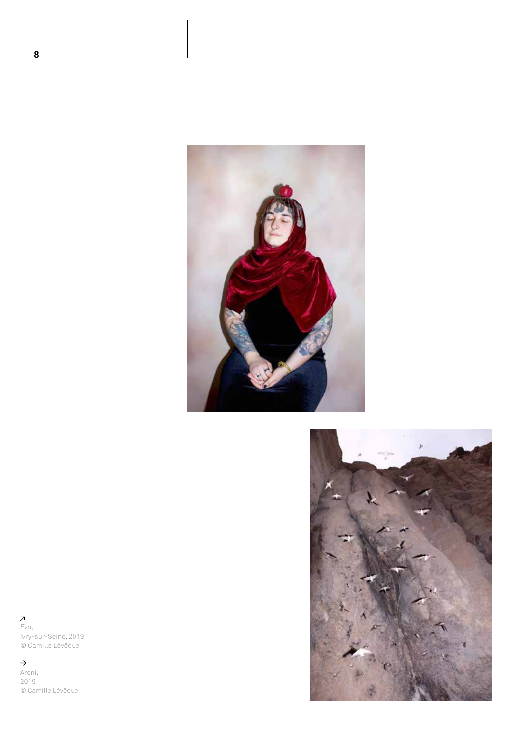↗
*Eva*,
Ivry-sur-Seine, 2019
© Camille Lévêque

→
Areni,
2019
© Camille Lévêque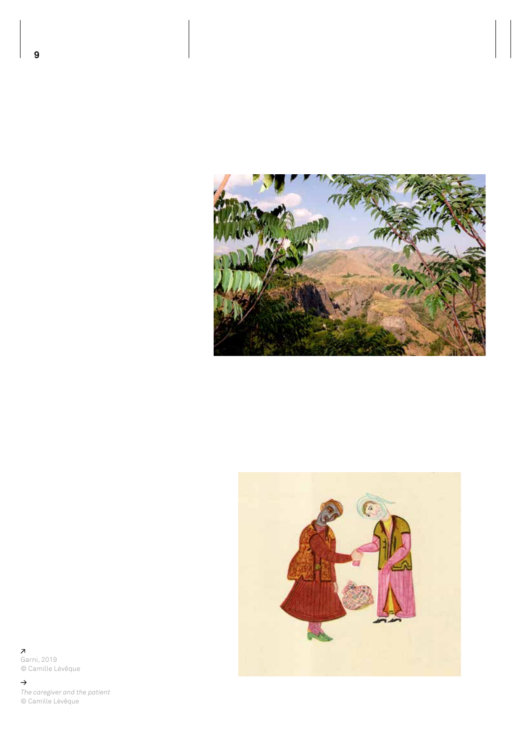↗
Garni, 2019
© Camille Lévêque

→
*The caregiver and the patient*
© Camille Lévêque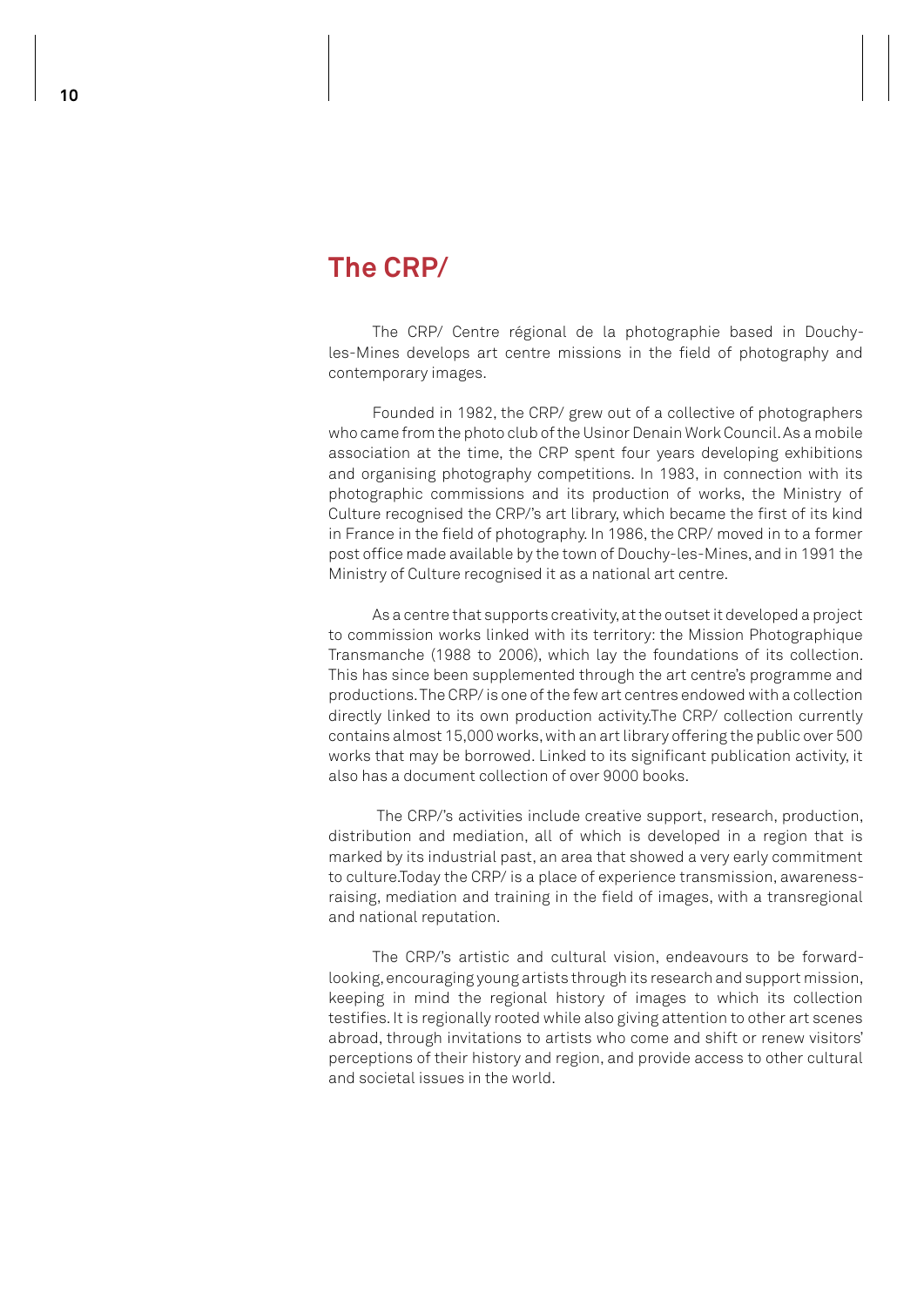## The CRP/

The CRP/ Centre régional de la photographie based in Douchy-les-Mines develops art centre missions in the field of photography and contemporary images.

Founded in 1982, the CRP/ grew out of a collective of photographers who came from the photo club of the Usinor Denain Work Council. As a mobile association at the time, the CRP spent four years developing exhibitions and organising photography competitions. In 1983, in connection with its photographic commissions and its production of works, the Ministry of Culture recognised the CRP/'s art library, which became the first of its kind in France in the field of photography. In 1986, the CRP/ moved in to a former post office made available by the town of Douchy-les-Mines, and in 1991 the Ministry of Culture recognised it as a national art centre.

As a centre that supports creativity, at the outset it developed a project to commission works linked with its territory: the Mission Photographique Transmanche (1988 to 2006), which lay the foundations of its collection. This has since been supplemented through the art centre's programme and productions. The CRP/ is one of the few art centres endowed with a collection directly linked to its own production activity.The CRP/ collection currently contains almost 15,000 works, with an art library offering the public over 500 works that may be borrowed. Linked to its significant publication activity, it also has a document collection of over 9000 books.

The CRP/'s activities include creative support, research, production, distribution and mediation, all of which is developed in a region that is marked by its industrial past, an area that showed a very early commitment to culture.Today the CRP/ is a place of experience transmission, awareness-raising, mediation and training in the field of images, with a transregional and national reputation.

The CRP/'s artistic and cultural vision, endeavours to be forward-looking, encouraging young artists through its research and support mission, keeping in mind the regional history of images to which its collection testifies. It is regionally rooted while also giving attention to other art scenes abroad, through invitations to artists who come and shift or renew visitors' perceptions of their history and region, and provide access to other cultural and societal issues in the world.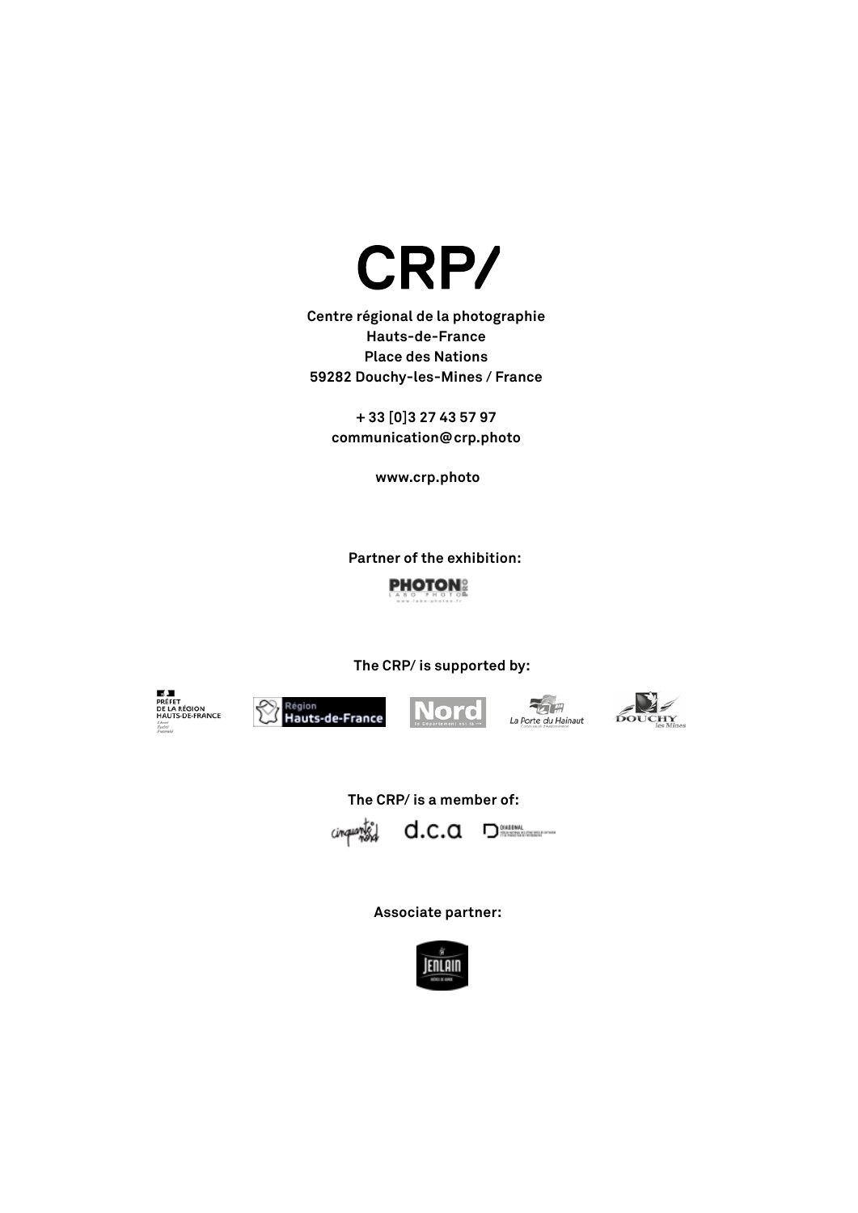# CRP/

**Centre régional de la photographie**
**Hauts-de-France**
**Place des Nations**
**59282 Douchy-les-Mines / France**

**+ 33 [0]3 27 43 57 97**
**communication@crp.photo**

**www.crp.photo**

**Partner of the exhibition:**

**The CRP/ is supported by:**

**The CRP/ is a member of:**

**Associate partner:**